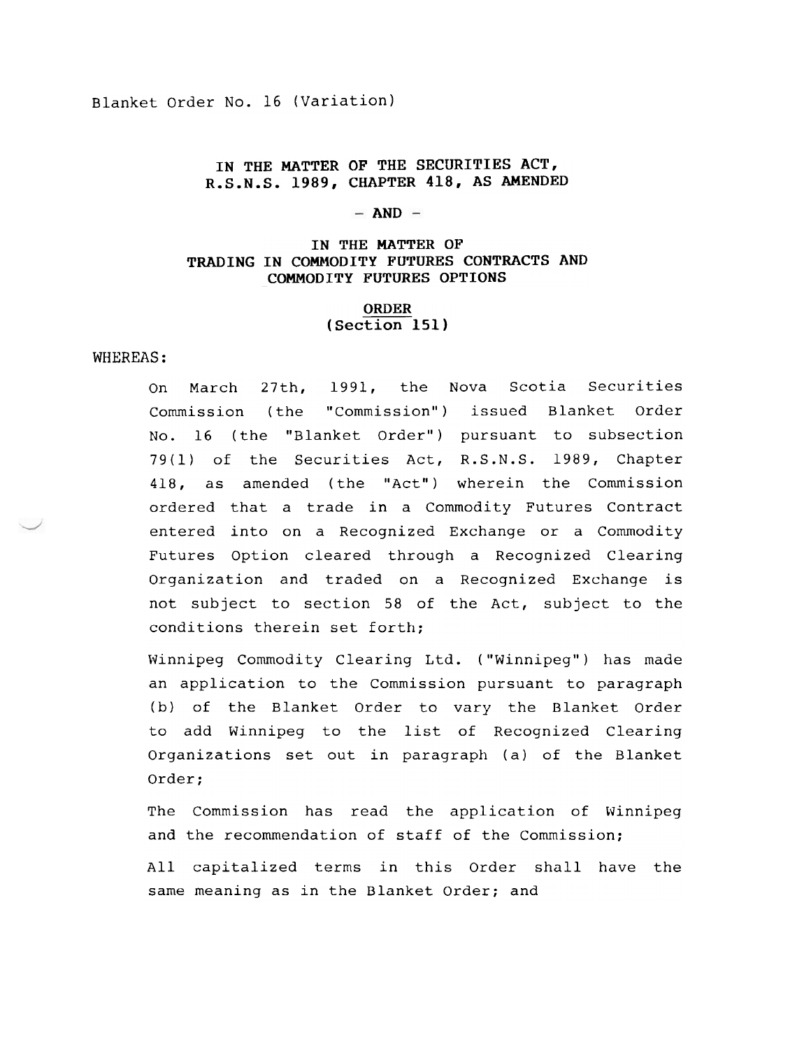Blanket Order No. 16 (Variation)

**IN THE MATTER OF THE SECURITIES ACT, R.S.N.S. 1989, CHAPTER 418, AS AMENDED**

**- AND -**

**IN THE MATTER OF TRADING IN COMMODITY FUTURES CONTRACTS AND COMMODITY FUTURES OPTIONS**

**ORDER**
**(Section 151)**

WHEREAS:

On March 27th, 1991, the Nova Scotia Securities Commission (the "Commission") issued Blanket Order No. 16 (the "Blanket Order") pursuant to subsection 79(1) of the Securities Act, R.S.N.S. 1989, Chapter 418, as amended (the "Act") wherein the Commission ordered that a trade in a Commodity Futures Contract entered into on a Recognized Exchange or a Commodity Futures Option cleared through a Recognized Clearing Organization and traded on a Recognized Exchange is not subject to section 58 of the Act, subject to the conditions therein set forth;

Winnipeg Commodity Clearing Ltd. ("Winnipeg") has made an application to the Commission pursuant to paragraph (b) of the Blanket Order to vary the Blanket Order to add Winnipeg to the list of Recognized Clearing Organizations set out in paragraph (a) of the Blanket Order;

The Commission has read the application of Winnipeg and the recommendation of staff of the Commission;

All capitalized terms in this Order shall have the same meaning as in the Blanket Order; and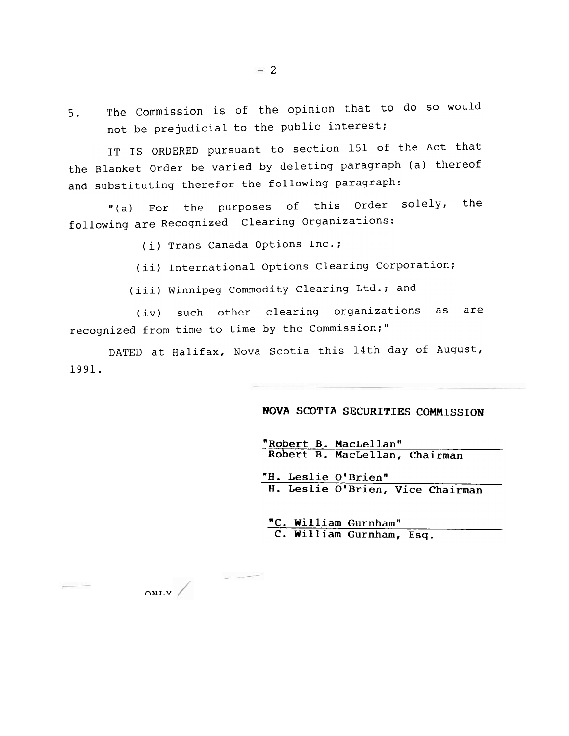5. The Commission is of the opinion that to do so would not be prejudicial to the public interest;

IT IS ORDERED pursuant to section 151 of the Act that the Blanket Order be varied by deleting paragraph (a) thereof and substituting therefor the following paragraph:

"(a) For the purposes of this Order solely, the following are Recognized Clearing Organizations:

(i) Trans Canada Options Inc.;

(ii) International Options Clearing Corporation;

(iii) Winnipeg Commodity Clearing Ltd.; and

(iv) such other clearing organizations as are recognized from time to time by the Commission;"

DATED at Halifax, Nova Scotia this 14th day of August, 1991.

**NOVA SCOTIA SECURITIES COMMISSION**

**"Robert B. MacLellan"**
**Robert B. MacLellan, Chairman**

**"H. Leslie O'Brien"**
**H. Leslie O'Brien, Vice Chairman**

**"C. William Gurnham"**
**C. William Gurnham, Esq.**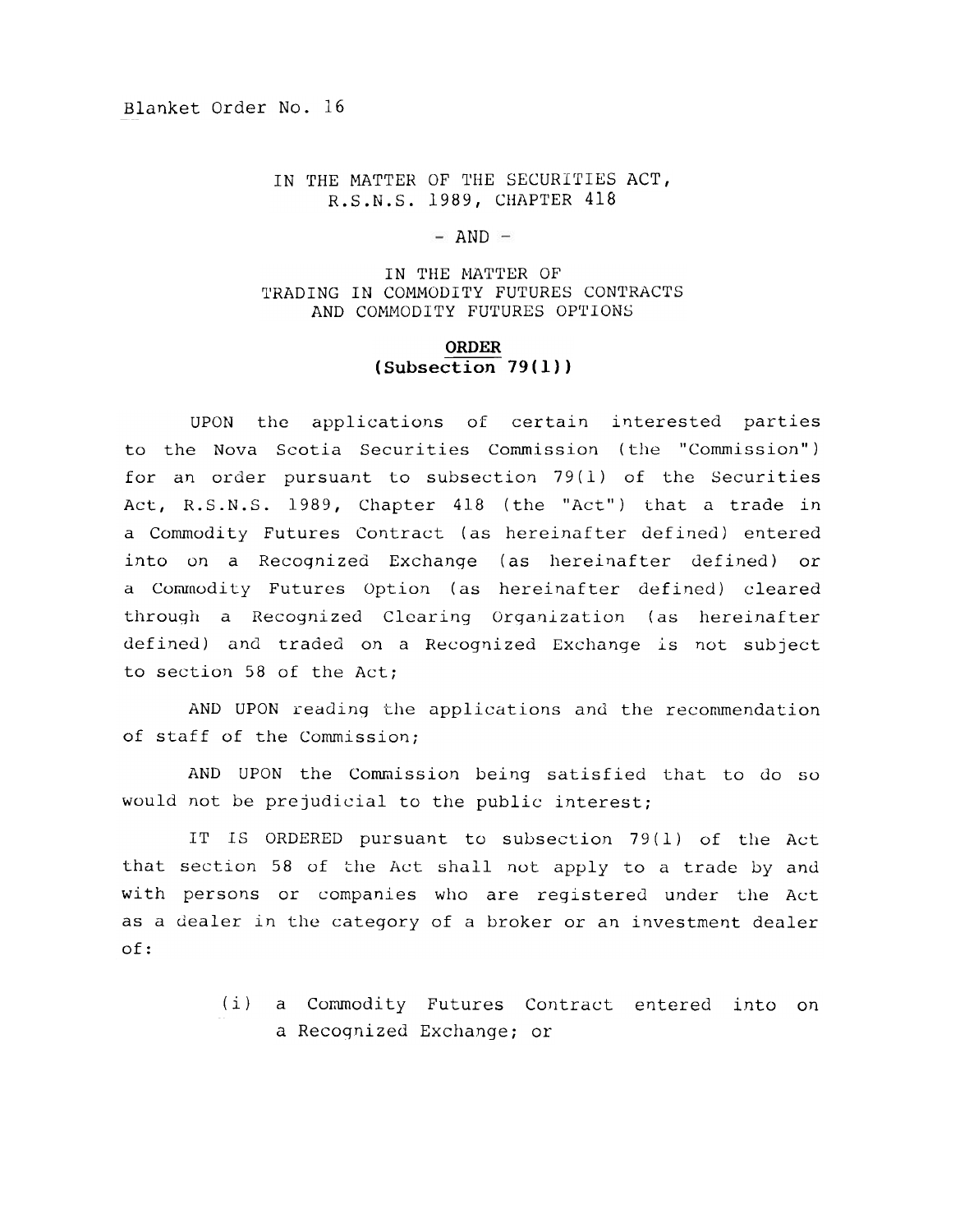Blanket Order No. 16

IN THE MATTER OF THE SECURITIES ACT, R.S.N.S. 1989, CHAPTER 418

- AND -

IN THE MATTER OF TRADING IN COMMODITY FUTURES CONTRACTS AND COMMODITY FUTURES OPTIONS

**ORDER**
**(Subsection 79(1))**

UPON the applications of certain interested parties to the Nova Scotia Securities Commission (the "Commission") for an order pursuant to subsection 79(1) of the Securities Act, R.S.N.S. 1989, Chapter 418 (the "Act") that a trade in a Commodity Futures Contract (as hereinafter defined) entered into on a Recognized Exchange (as hereinafter defined) or a Commodity Futures Option (as hereinafter defined) cleared through a Recognized Clearing Organization (as hereinafter defined) and traded on a Recognized Exchange is not subject to section 58 of the Act;

AND UPON reading the applications and the recommendation of staff of the Commission;

AND UPON the Commission being satisfied that to do so would not be prejudicial to the public interest;

IT IS ORDERED pursuant to subsection 79(1) of the Act that section 58 of the Act shall not apply to a trade by and with persons or companies who are registered under the Act as a dealer in the category of a broker or an investment dealer of:

(i) a Commodity Futures Contract entered into on a Recognized Exchange; or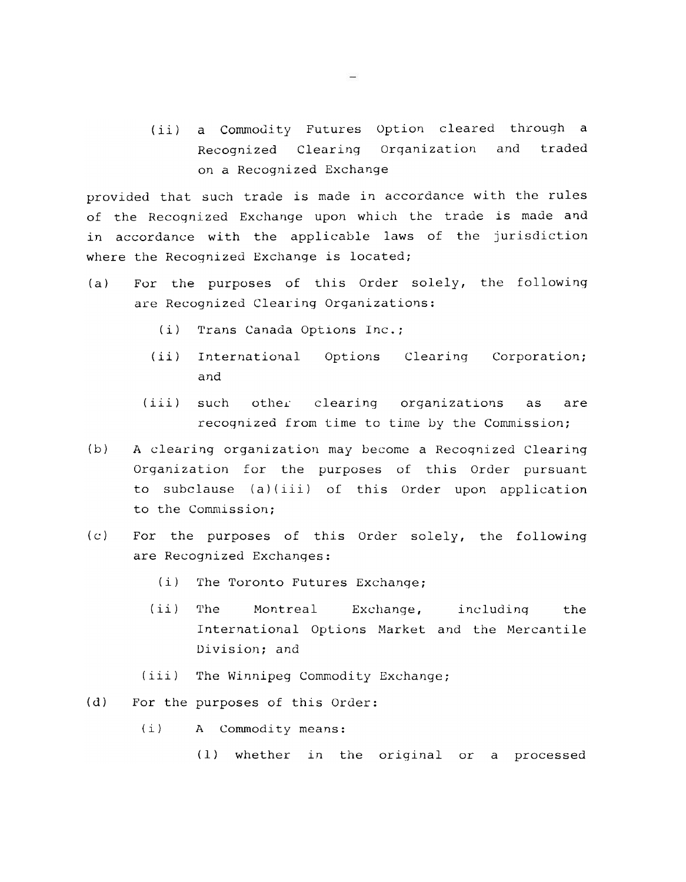(ii) a Commodity Futures Option cleared through a Recognized Clearing Organization and traded on a Recognized Exchange

provided that such trade is made in accordance with the rules of the Recognized Exchange upon which the trade is made and in accordance with the applicable laws of the jurisdiction where the Recognized Exchange is located;

(a) For the purposes of this Order solely, the following are Recognized Clearing Organizations:

   (i) Trans Canada Options Inc.;

   (ii) International Options Clearing Corporation; and

   (iii) such other clearing organizations as are recognized from time to time by the Commission;

(b) A clearing organization may become a Recognized Clearing Organization for the purposes of this Order pursuant to subclause (a)(iii) of this Order upon application to the Commission;

(c) For the purposes of this Order solely, the following are Recognized Exchanges:

   (i) The Toronto Futures Exchange;

   (ii) The Montreal Exchange, including the International Options Market and the Mercantile Division; and

   (iii) The Winnipeg Commodity Exchange;

(d) For the purposes of this Order:

   (i) A Commodity means:

      (1) whether in the original or a processed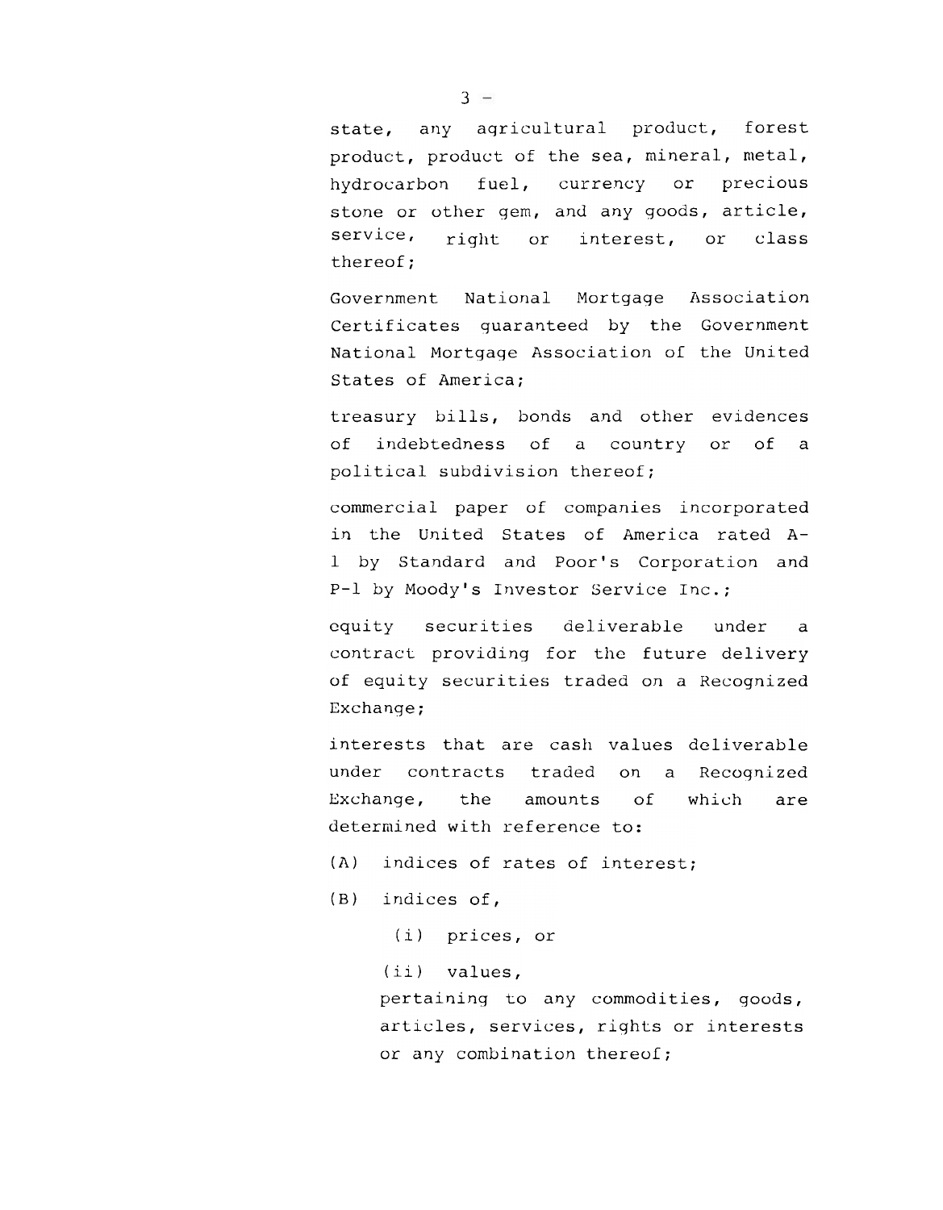state, any agricultural product, forest product, product of the sea, mineral, metal, hydrocarbon fuel, currency or precious stone or other gem, and any goods, article, service, right or interest, or class thereof;

Government National Mortgage Association Certificates guaranteed by the Government National Mortgage Association of the United States of America;

treasury bills, bonds and other evidences of indebtedness of a country or of a political subdivision thereof;

commercial paper of companies incorporated in the United States of America rated A-1 by Standard and Poor's Corporation and P-1 by Moody's Investor Service Inc.;

equity securities deliverable under a contract providing for the future delivery of equity securities traded on a Recognized Exchange;

interests that are cash values deliverable under contracts traded on a Recognized Exchange, the amounts of which are determined with reference to:

(A) indices of rates of interest;

(B) indices of,

(i) prices, or

(ii) values,

pertaining to any commodities, goods, articles, services, rights or interests or any combination thereof;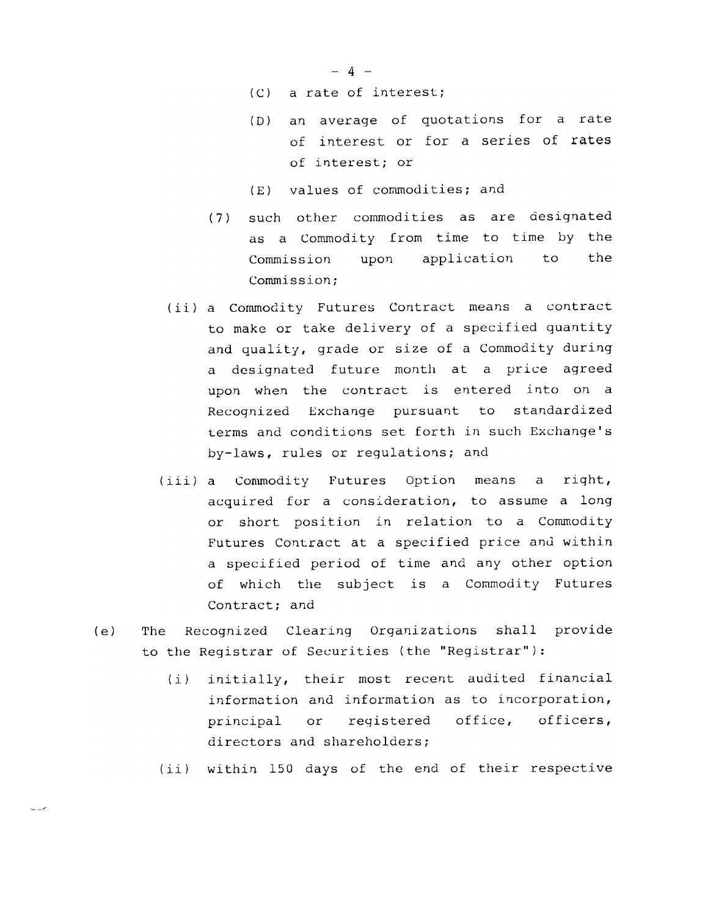(C) a rate of interest;

(D) an average of quotations for a rate of interest or for a series of rates of interest; or

(E) values of commodities; and

(7) such other commodities as are designated as a Commodity from time to time by the Commission upon application to the Commission;

(ii) a Commodity Futures Contract means a contract to make or take delivery of a specified quantity and quality, grade or size of a Commodity during a designated future month at a price agreed upon when the contract is entered into on a Recognized Exchange pursuant to standardized terms and conditions set forth in such Exchange's by-laws, rules or regulations; and

(iii) a Commodity Futures Option means a right, acquired for a consideration, to assume a long or short position in relation to a Commodity Futures Contract at a specified price and within a specified period of time and any other option of which the subject is a Commodity Futures Contract; and

(e) The Recognized Clearing Organizations shall provide to the Registrar of Securities (the "Registrar"):

(i) initially, their most recent audited financial information and information as to incorporation, principal or registered office, officers, directors and shareholders;

(ii) within 150 days of the end of their respective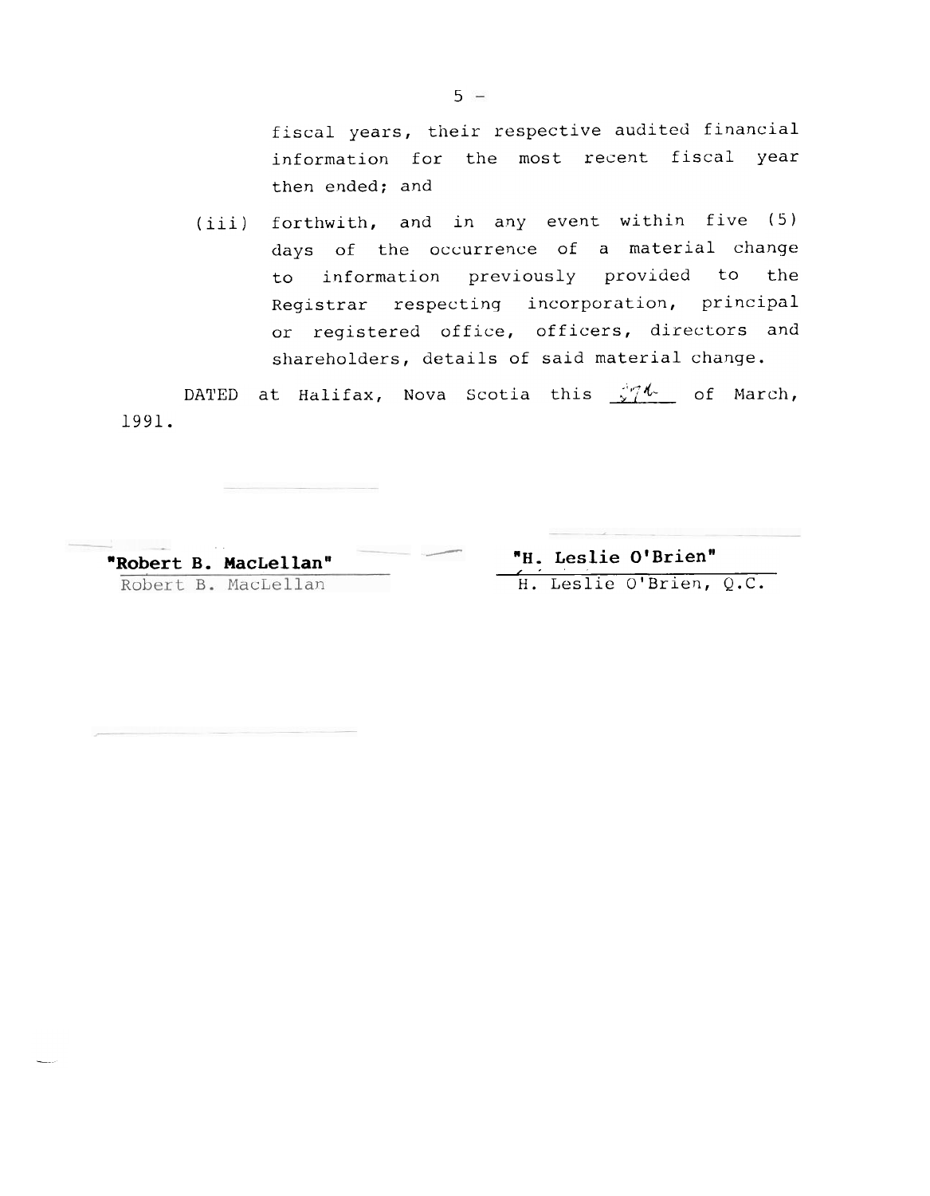fiscal years, their respective audited financial information for the most recent fiscal year then ended; and

(iii) forthwith, and in any event within five (5) days of the occurrence of a material change to information previously provided to the Registrar respecting incorporation, principal or registered office, officers, directors and shareholders, details of said material change.

DATED at Halifax, Nova Scotia this 27th of March, 1991.

**"Robert B. MacLellan"**
Robert B. MacLellan

**"H. Leslie O'Brien"**
H. Leslie O'Brien, Q.C.